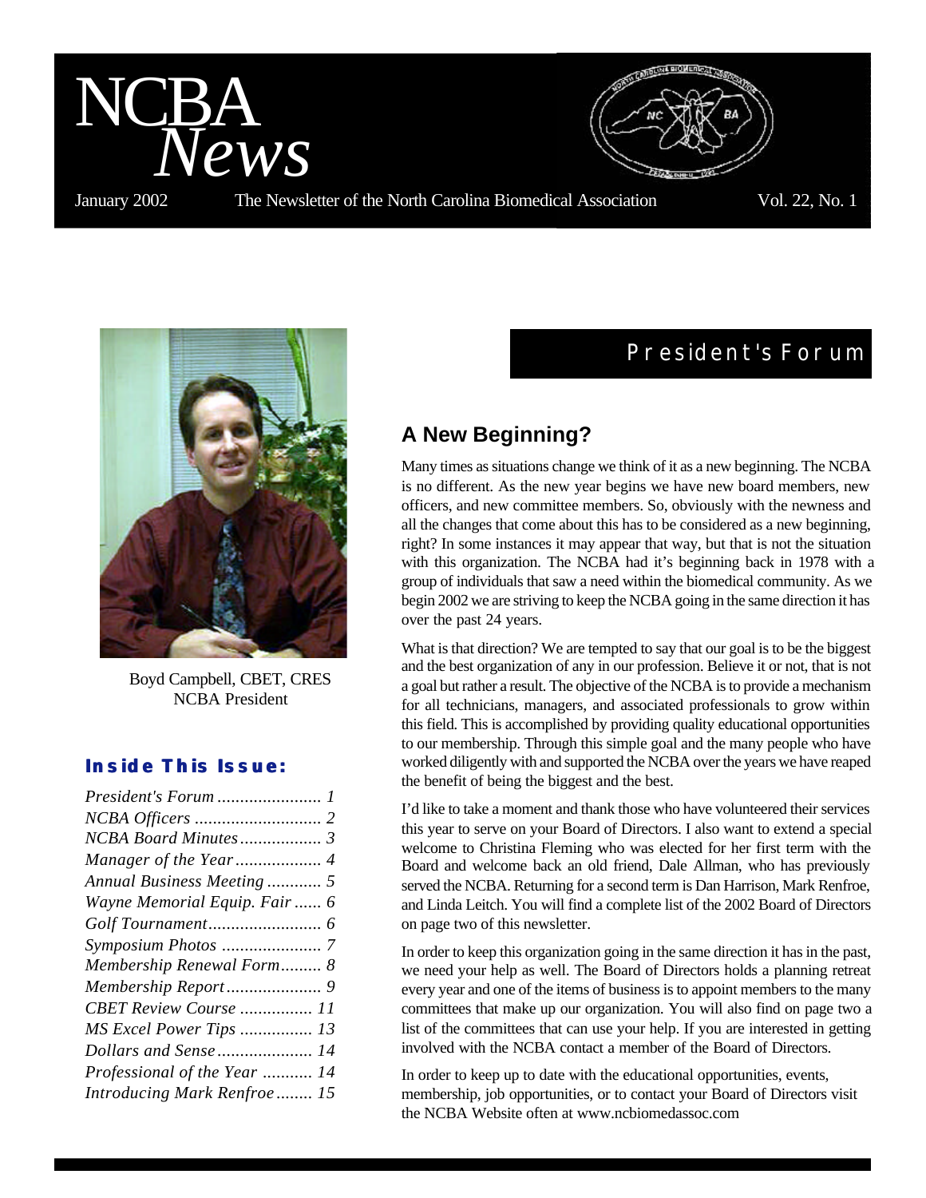# NCBA *News*

January 2002 The Newsletter of the North Carolina Biomedical Association Vol. 22, No. 1

Boyd Campbell, CBET, CRES
NCBA President

### Inside This Issue:

- *President's Forum ....................... 1*
- *NCBA Officers ............................ 2*
- *NCBA Board Minutes .................. 3*
- *Manager of the Year ................... 4*
- *Annual Business Meeting ............ 5*
- *Wayne Memorial Equip. Fair ...... 6*
- *Golf Tournament ......................... 6*
- *Symposium Photos ...................... 7*
- *Membership Renewal Form ......... 8*
- *Membership Report ..................... 9*
- *CBET Review Course ................ 11*
- *MS Excel Power Tips ................ 13*
- *Dollars and Sense ..................... 14*
- *Professional of the Year ........... 14*
- *Introducing Mark Renfroe ........ 15*

## President's Forum

### A New Beginning?

Many times as situations change we think of it as a new beginning. The NCBA is no different. As the new year begins we have new board members, new officers, and new committee members. So, obviously with the newness and all the changes that come about this has to be considered as a new beginning, right? In some instances it may appear that way, but that is not the situation with this organization. The NCBA had it's beginning back in 1978 with a group of individuals that saw a need within the biomedical community. As we begin 2002 we are striving to keep the NCBA going in the same direction it has over the past 24 years.

What is that direction? We are tempted to say that our goal is to be the biggest and the best organization of any in our profession. Believe it or not, that is not a goal but rather a result. The objective of the NCBA is to provide a mechanism for all technicians, managers, and associated professionals to grow within this field. This is accomplished by providing quality educational opportunities to our membership. Through this simple goal and the many people who have worked diligently with and supported the NCBA over the years we have reaped the benefit of being the biggest and the best.

I'd like to take a moment and thank those who have volunteered their services this year to serve on your Board of Directors. I also want to extend a special welcome to Christina Fleming who was elected for her first term with the Board and welcome back an old friend, Dale Allman, who has previously served the NCBA. Returning for a second term is Dan Harrison, Mark Renfroe, and Linda Leitch. You will find a complete list of the 2002 Board of Directors on page two of this newsletter.

In order to keep this organization going in the same direction it has in the past, we need your help as well. The Board of Directors holds a planning retreat every year and one of the items of business is to appoint members to the many committees that make up our organization. You will also find on page two a list of the committees that can use your help. If you are interested in getting involved with the NCBA contact a member of the Board of Directors.

In order to keep up to date with the educational opportunities, events, membership, job opportunities, or to contact your Board of Directors visit the NCBA Website often at www.ncbiomedassoc.com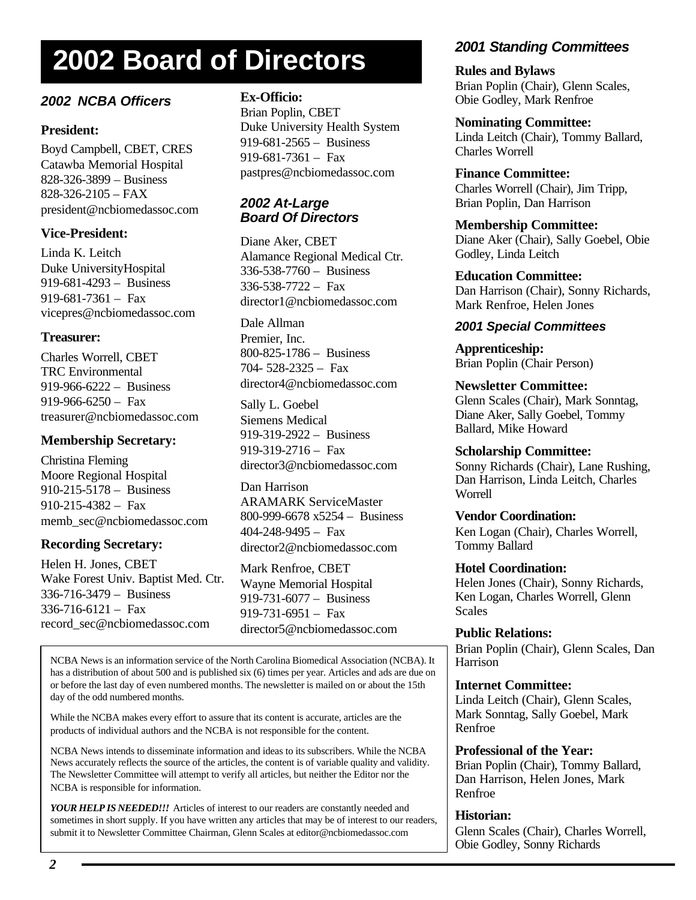# 2002 Board of Directors

### *2002 NCBA Officers*

**President:**

Boyd Campbell, CBET, CRES
Catawba Memorial Hospital
828-326-3899 – Business
828-326-2105 – FAX
president@ncbiomedassoc.com

**Vice-President:**

Linda K. Leitch
Duke UniversityHospital
919-681-4293 – Business
919-681-7361 – Fax
vicepres@ncbiomedassoc.com

**Treasurer:**

Charles Worrell, CBET
TRC Environmental
919-966-6222 – Business
919-966-6250 – Fax
treasurer@ncbiomedassoc.com

**Membership Secretary:**

Christina Fleming
Moore Regional Hospital
910-215-5178 – Business
910-215-4382 – Fax
memb_sec@ncbiomedassoc.com

**Recording Secretary:**

Helen H. Jones, CBET
Wake Forest Univ. Baptist Med. Ctr.
336-716-3479 – Business
336-716-6121 – Fax
record_sec@ncbiomedassoc.com

**Ex-Officio:**

Brian Poplin, CBET
Duke University Health System
919-681-2565 – Business
919-681-7361 – Fax
pastpres@ncbiomedassoc.com

### *2002 At-Large Board Of Directors*

Diane Aker, CBET
Alamance Regional Medical Ctr.
336-538-7760 – Business
336-538-7722 – Fax
director1@ncbiomedassoc.com

Dale Allman
Premier, Inc.
800-825-1786 – Business
704- 528-2325 – Fax
director4@ncbiomedassoc.com

Sally L. Goebel
Siemens Medical
919-319-2922 – Business
919-319-2716 – Fax
director3@ncbiomedassoc.com

Dan Harrison
ARAMARK ServiceMaster
800-999-6678 x5254 – Business
404-248-9495 – Fax
director2@ncbiomedassoc.com

Mark Renfroe, CBET
Wayne Memorial Hospital
919-731-6077 – Business
919-731-6951 – Fax
director5@ncbiomedassoc.com

NCBA News is an information service of the North Carolina Biomedical Association (NCBA). It has a distribution of about 500 and is published six (6) times per year. Articles and ads are due on or before the last day of even numbered months. The newsletter is mailed on or about the 15th day of the odd numbered months.

While the NCBA makes every effort to assure that its content is accurate, articles are the products of individual authors and the NCBA is not responsible for the content.

NCBA News intends to disseminate information and ideas to its subscribers. While the NCBA News accurately reflects the source of the articles, the content is of variable quality and validity. The Newsletter Committee will attempt to verify all articles, but neither the Editor nor the NCBA is responsible for information.

***YOUR HELP IS NEEDED!!!*** Articles of interest to our readers are constantly needed and sometimes in short supply. If you have written any articles that may be of interest to our readers, submit it to Newsletter Committee Chairman, Glenn Scales at editor@ncbiomedassoc.com

### *2001 Standing Committees*

**Rules and Bylaws**
Brian Poplin (Chair), Glenn Scales, Obie Godley, Mark Renfroe

**Nominating Committee:**
Linda Leitch (Chair), Tommy Ballard, Charles Worrell

**Finance Committee:**
Charles Worrell (Chair), Jim Tripp, Brian Poplin, Dan Harrison

**Membership Committee:**
Diane Aker (Chair), Sally Goebel, Obie Godley, Linda Leitch

**Education Committee:**
Dan Harrison (Chair), Sonny Richards, Mark Renfroe, Helen Jones

### *2001 Special Committees*

**Apprenticeship:**
Brian Poplin (Chair Person)

**Newsletter Committee:**
Glenn Scales (Chair), Mark Sonntag, Diane Aker, Sally Goebel, Tommy Ballard, Mike Howard

**Scholarship Committee:**
Sonny Richards (Chair), Lane Rushing, Dan Harrison, Linda Leitch, Charles Worrell

**Vendor Coordination:**
Ken Logan (Chair), Charles Worrell, Tommy Ballard

**Hotel Coordination:**
Helen Jones (Chair), Sonny Richards, Ken Logan, Charles Worrell, Glenn Scales

**Public Relations:**
Brian Poplin (Chair), Glenn Scales, Dan Harrison

**Internet Committee:**
Linda Leitch (Chair), Glenn Scales, Mark Sonntag, Sally Goebel, Mark Renfroe

**Professional of the Year:**
Brian Poplin (Chair), Tommy Ballard, Dan Harrison, Helen Jones, Mark Renfroe

**Historian:**
Glenn Scales (Chair), Charles Worrell, Obie Godley, Sonny Richards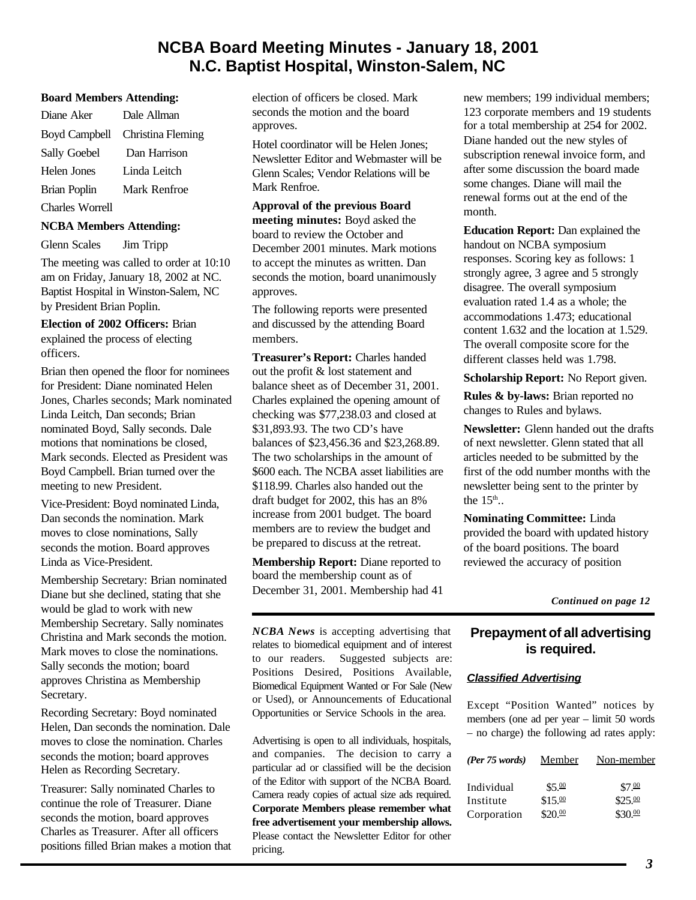# NCBA Board Meeting Minutes - January 18, 2001
# N.C. Baptist Hospital, Winston-Salem, NC

**Board Members Attending:**

| | |
|---|---|
| Diane Aker | Dale Allman |
| Boyd Campbell | Christina Fleming |
| Sally Goebel | Dan Harrison |
| Helen Jones | Linda Leitch |
| Brian Poplin | Mark Renfroe |
| Charles Worrell | |

**NCBA Members Attending:**

Glenn Scales Jim Tripp

The meeting was called to order at 10:10 am on Friday, January 18, 2002 at NC. Baptist Hospital in Winston-Salem, NC by President Brian Poplin.

**Election of 2002 Officers:** Brian explained the process of electing officers.

Brian then opened the floor for nominees for President: Diane nominated Helen Jones, Charles seconds; Mark nominated Linda Leitch, Dan seconds; Brian nominated Boyd, Sally seconds. Dale motions that nominations be closed, Mark seconds. Elected as President was Boyd Campbell. Brian turned over the meeting to new President.

Vice-President: Boyd nominated Linda, Dan seconds the nomination. Mark moves to close nominations, Sally seconds the motion. Board approves Linda as Vice-President.

Membership Secretary: Brian nominated Diane but she declined, stating that she would be glad to work with new Membership Secretary. Sally nominates Christina and Mark seconds the motion. Mark moves to close the nominations. Sally seconds the motion; board approves Christina as Membership Secretary.

Recording Secretary: Boyd nominated Helen, Dan seconds the nomination. Dale moves to close the nomination. Charles seconds the motion; board approves Helen as Recording Secretary.

Treasurer: Sally nominated Charles to continue the role of Treasurer. Diane seconds the motion, board approves Charles as Treasurer. After all officers positions filled Brian makes a motion that election of officers be closed. Mark seconds the motion and the board approves.

Hotel coordinator will be Helen Jones; Newsletter Editor and Webmaster will be Glenn Scales; Vendor Relations will be Mark Renfroe.

**Approval of the previous Board meeting minutes:** Boyd asked the board to review the October and December 2001 minutes. Mark motions to accept the minutes as written. Dan seconds the motion, board unanimously approves.

The following reports were presented and discussed by the attending Board members.

**Treasurer's Report:** Charles handed out the profit & lost statement and balance sheet as of December 31, 2001. Charles explained the opening amount of checking was $77,238.03 and closed at $31,893.93. The two CD's have balances of $23,456.36 and $23,268.89. The two scholarships in the amount of $600 each. The NCBA asset liabilities are $118.99. Charles also handed out the draft budget for 2002, this has an 8% increase from 2001 budget. The board members are to review the budget and be prepared to discuss at the retreat.

**Membership Report:** Diane reported to board the membership count as of December 31, 2001. Membership had 41 new members; 199 individual members; 123 corporate members and 19 students for a total membership at 254 for 2002. Diane handed out the new styles of subscription renewal invoice form, and after some discussion the board made some changes. Diane will mail the renewal forms out at the end of the month.

**Education Report:** Dan explained the handout on NCBA symposium responses. Scoring key as follows: 1 strongly agree, 3 agree and 5 strongly disagree. The overall symposium evaluation rated 1.4 as a whole; the accommodations 1.473; educational content 1.632 and the location at 1.529. The overall composite score for the different classes held was 1.798.

**Scholarship Report:** No Report given.

**Rules & by-laws:** Brian reported no changes to Rules and bylaws.

**Newsletter:** Glenn handed out the drafts of next newsletter. Glenn stated that all articles needed to be submitted by the first of the odd number months with the newsletter being sent to the printer by the 15th..

**Nominating Committee:** Linda provided the board with updated history of the board positions. The board reviewed the accuracy of position

***Continued on page 12***

---

*NCBA News* is accepting advertising that relates to biomedical equipment and of interest to our readers. Suggested subjects are: Positions Desired, Positions Available, Biomedical Equipment Wanted or For Sale (New or Used), or Announcements of Educational Opportunities or Service Schools in the area.

Advertising is open to all individuals, hospitals, and companies. The decision to carry a particular ad or classified will be the decision of the Editor with support of the NCBA Board. Camera ready copies of actual size ads required. **Corporate Members please remember what free advertisement your membership allows.** Please contact the Newsletter Editor for other pricing.

## Prepayment of all advertising is required.

***Classified Advertising***

Except "Position Wanted" notices by members (one ad per year – limit 50 words – no charge) the following ad rates apply:

| *(Per 75 words)* | Member | Non-member |
|---|---|---|
| Individual | $5.00 | $7.00 |
| Institute | $15.00 | $25.00 |
| Corporation | $20.00 | $30.00 |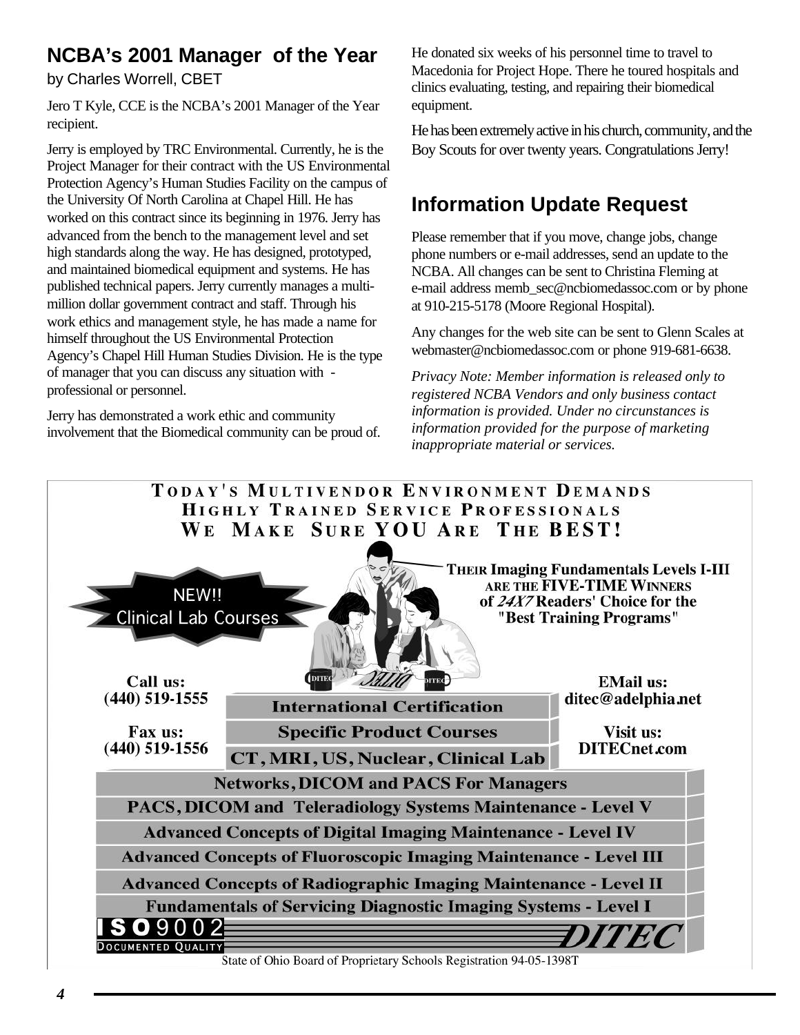## NCBA's 2001 Manager of the Year

by Charles Worrell, CBET

Jero T Kyle, CCE is the NCBA's 2001 Manager of the Year recipient.

Jerry is employed by TRC Environmental. Currently, he is the Project Manager for their contract with the US Environmental Protection Agency's Human Studies Facility on the campus of the University Of North Carolina at Chapel Hill. He has worked on this contract since its beginning in 1976. Jerry has advanced from the bench to the management level and set high standards along the way. He has designed, prototyped, and maintained biomedical equipment and systems. He has published technical papers. Jerry currently manages a multi-million dollar government contract and staff. Through his work ethics and management style, he has made a name for himself throughout the US Environmental Protection Agency's Chapel Hill Human Studies Division. He is the type of manager that you can discuss any situation with - professional or personnel.

Jerry has demonstrated a work ethic and community involvement that the Biomedical community can be proud of. He donated six weeks of his personnel time to travel to Macedonia for Project Hope. There he toured hospitals and clinics evaluating, testing, and repairing their biomedical equipment.

He has been extremely active in his church, community, and the Boy Scouts for over twenty years. Congratulations Jerry!

## Information Update Request

Please remember that if you move, change jobs, change phone numbers or e-mail addresses, send an update to the NCBA. All changes can be sent to Christina Fleming at e-mail address memb_sec@ncbiomedassoc.com or by phone at 910-215-5178 (Moore Regional Hospital).

Any changes for the web site can be sent to Glenn Scales at webmaster@ncbiomedassoc.com or phone 919-681-6638.

*Privacy Note: Member information is released only to registered NCBA Vendors and only business contact information is provided. Under no circumstances is information provided for the purpose of marketing inappropriate material or services.*

**TODAY'S MULTIVENDOR ENVIRONMENT DEMANDS HIGHLY TRAINED SERVICE PROFESSIONALS**
**WE MAKE SURE YOU ARE THE BEST!**

NEW!! Clinical Lab Courses

**THEIR Imaging Fundamentals Levels I-III ARE THE FIVE-TIME WINNERS of *24X7* Readers' Choice for the "Best Training Programs"**

**Call us:** (440) 519-1555

**Fax us:** (440) 519-1556

**EMail us:** ditec@adelphia.net

**Visit us:** DITECnet.com

- International Certification
- Specific Product Courses
- CT, MRI, US, Nuclear, Clinical Lab
- Networks, DICOM and PACS For Managers
- PACS, DICOM and Teleradiology Systems Maintenance - Level V
- Advanced Concepts of Digital Imaging Maintenance - Level IV
- Advanced Concepts of Fluoroscopic Imaging Maintenance - Level III
- Advanced Concepts of Radiographic Imaging Maintenance - Level II
- Fundamentals of Servicing Diagnostic Imaging Systems - Level I

ISO 9002 DOCUMENTED QUALITY — DITEC

State of Ohio Board of Proprietary Schools Registration 94-05-1398T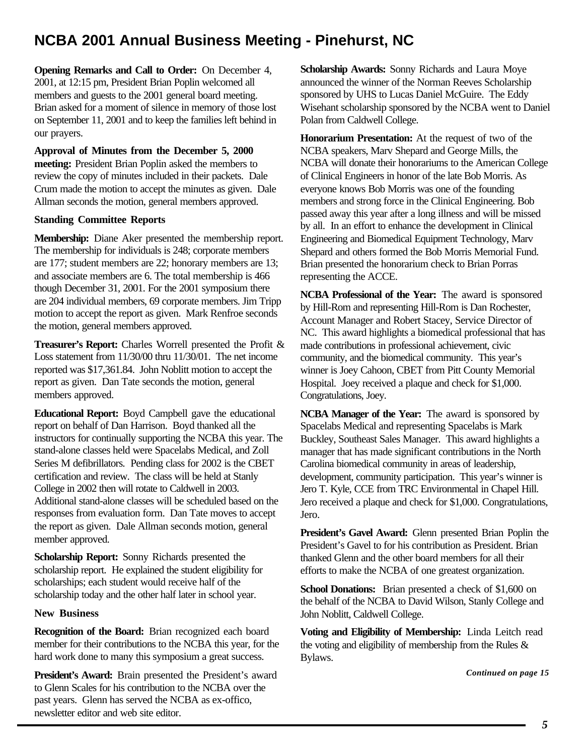# NCBA 2001 Annual Business Meeting - Pinehurst, NC

**Opening Remarks and Call to Order:** On December 4, 2001, at 12:15 pm, President Brian Poplin welcomed all members and guests to the 2001 general board meeting. Brian asked for a moment of silence in memory of those lost on September 11, 2001 and to keep the families left behind in our prayers.

**Approval of Minutes from the December 5, 2000 meeting:** President Brian Poplin asked the members to review the copy of minutes included in their packets. Dale Crum made the motion to accept the minutes as given. Dale Allman seconds the motion, general members approved.

**Standing Committee Reports**

**Membership:** Diane Aker presented the membership report. The membership for individuals is 248; corporate members are 177; student members are 22; honorary members are 13; and associate members are 6. The total membership is 466 though December 31, 2001. For the 2001 symposium there are 204 individual members, 69 corporate members. Jim Tripp motion to accept the report as given. Mark Renfroe seconds the motion, general members approved.

**Treasurer's Report:** Charles Worrell presented the Profit & Loss statement from 11/30/00 thru 11/30/01. The net income reported was $17,361.84. John Noblitt motion to accept the report as given. Dan Tate seconds the motion, general members approved.

**Educational Report:** Boyd Campbell gave the educational report on behalf of Dan Harrison. Boyd thanked all the instructors for continually supporting the NCBA this year. The stand-alone classes held were Spacelabs Medical, and Zoll Series M defibrillators. Pending class for 2002 is the CBET certification and review. The class will be held at Stanly College in 2002 then will rotate to Caldwell in 2003. Additional stand-alone classes will be scheduled based on the responses from evaluation form. Dan Tate moves to accept the report as given. Dale Allman seconds motion, general member approved.

**Scholarship Report:** Sonny Richards presented the scholarship report. He explained the student eligibility for scholarships; each student would receive half of the scholarship today and the other half later in school year.

**New Business**

**Recognition of the Board:** Brian recognized each board member for their contributions to the NCBA this year, for the hard work done to many this symposium a great success.

**President's Award:** Brain presented the President's award to Glenn Scales for his contribution to the NCBA over the past years. Glenn has served the NCBA as ex-offico, newsletter editor and web site editor.

**Scholarship Awards:** Sonny Richards and Laura Moye announced the winner of the Norman Reeves Scholarship sponsored by UHS to Lucas Daniel McGuire. The Eddy Wisehant scholarship sponsored by the NCBA went to Daniel Polan from Caldwell College.

**Honorarium Presentation:** At the request of two of the NCBA speakers, Marv Shepard and George Mills, the NCBA will donate their honorariums to the American College of Clinical Engineers in honor of the late Bob Morris. As everyone knows Bob Morris was one of the founding members and strong force in the Clinical Engineering. Bob passed away this year after a long illness and will be missed by all. In an effort to enhance the development in Clinical Engineering and Biomedical Equipment Technology, Marv Shepard and others formed the Bob Morris Memorial Fund. Brian presented the honorarium check to Brian Porras representing the ACCE.

**NCBA Professional of the Year:** The award is sponsored by Hill-Rom and representing Hill-Rom is Dan Rochester, Account Manager and Robert Stacey, Service Director of NC. This award highlights a biomedical professional that has made contributions in professional achievement, civic community, and the biomedical community. This year's winner is Joey Cahoon, CBET from Pitt County Memorial Hospital. Joey received a plaque and check for $1,000. Congratulations, Joey.

**NCBA Manager of the Year:** The award is sponsored by Spacelabs Medical and representing Spacelabs is Mark Buckley, Southeast Sales Manager. This award highlights a manager that has made significant contributions in the North Carolina biomedical community in areas of leadership, development, community participation. This year's winner is Jero T. Kyle, CCE from TRC Environmental in Chapel Hill. Jero received a plaque and check for $1,000. Congratulations, Jero.

**President's Gavel Award:** Glenn presented Brian Poplin the President's Gavel to for his contribution as President. Brian thanked Glenn and the other board members for all their efforts to make the NCBA of one greatest organization.

**School Donations:** Brian presented a check of $1,600 on the behalf of the NCBA to David Wilson, Stanly College and John Noblitt, Caldwell College.

**Voting and Eligibility of Membership:** Linda Leitch read the voting and eligibility of membership from the Rules & Bylaws.

***Continued on page 15***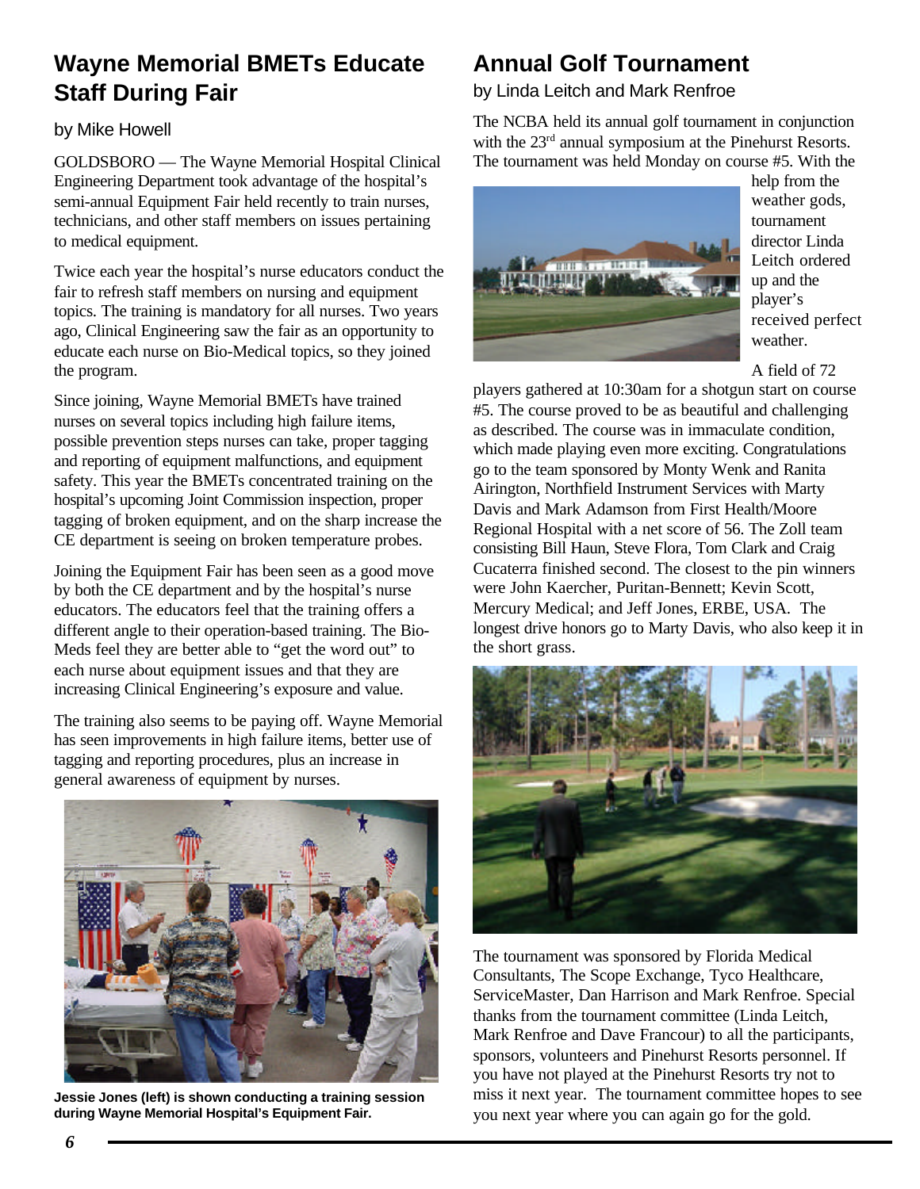## Wayne Memorial BMETs Educate Staff During Fair

by Mike Howell

GOLDSBORO — The Wayne Memorial Hospital Clinical Engineering Department took advantage of the hospital's semi-annual Equipment Fair held recently to train nurses, technicians, and other staff members on issues pertaining to medical equipment.

Twice each year the hospital's nurse educators conduct the fair to refresh staff members on nursing and equipment topics. The training is mandatory for all nurses. Two years ago, Clinical Engineering saw the fair as an opportunity to educate each nurse on Bio-Medical topics, so they joined the program.

Since joining, Wayne Memorial BMETs have trained nurses on several topics including high failure items, possible prevention steps nurses can take, proper tagging and reporting of equipment malfunctions, and equipment safety. This year the BMETs concentrated training on the hospital's upcoming Joint Commission inspection, proper tagging of broken equipment, and on the sharp increase the CE department is seeing on broken temperature probes.

Joining the Equipment Fair has been seen as a good move by both the CE department and by the hospital's nurse educators. The educators feel that the training offers a different angle to their operation-based training. The Bio-Meds feel they are better able to "get the word out" to each nurse about equipment issues and that they are increasing Clinical Engineering's exposure and value.

The training also seems to be paying off. Wayne Memorial has seen improvements in high failure items, better use of tagging and reporting procedures, plus an increase in general awareness of equipment by nurses.

**Jessie Jones (left) is shown conducting a training session during Wayne Memorial Hospital's Equipment Fair.**

## Annual Golf Tournament

by Linda Leitch and Mark Renfroe

The NCBA held its annual golf tournament in conjunction with the 23rd annual symposium at the Pinehurst Resorts. The tournament was held Monday on course #5. With the help from the weather gods, tournament director Linda Leitch ordered up and the player's received perfect weather.

A field of 72 players gathered at 10:30am for a shotgun start on course #5. The course proved to be as beautiful and challenging as described. The course was in immaculate condition, which made playing even more exciting. Congratulations go to the team sponsored by Monty Wenk and Ranita Airington, Northfield Instrument Services with Marty Davis and Mark Adamson from First Health/Moore Regional Hospital with a net score of 56. The Zoll team consisting Bill Haun, Steve Flora, Tom Clark and Craig Cucaterra finished second. The closest to the pin winners were John Kaercher, Puritan-Bennett; Kevin Scott, Mercury Medical; and Jeff Jones, ERBE, USA. The longest drive honors go to Marty Davis, who also keep it in the short grass.

The tournament was sponsored by Florida Medical Consultants, The Scope Exchange, Tyco Healthcare, ServiceMaster, Dan Harrison and Mark Renfroe. Special thanks from the tournament committee (Linda Leitch, Mark Renfroe and Dave Francour) to all the participants, sponsors, volunteers and Pinehurst Resorts personnel. If you have not played at the Pinehurst Resorts try not to miss it next year. The tournament committee hopes to see you next year where you can again go for the gold.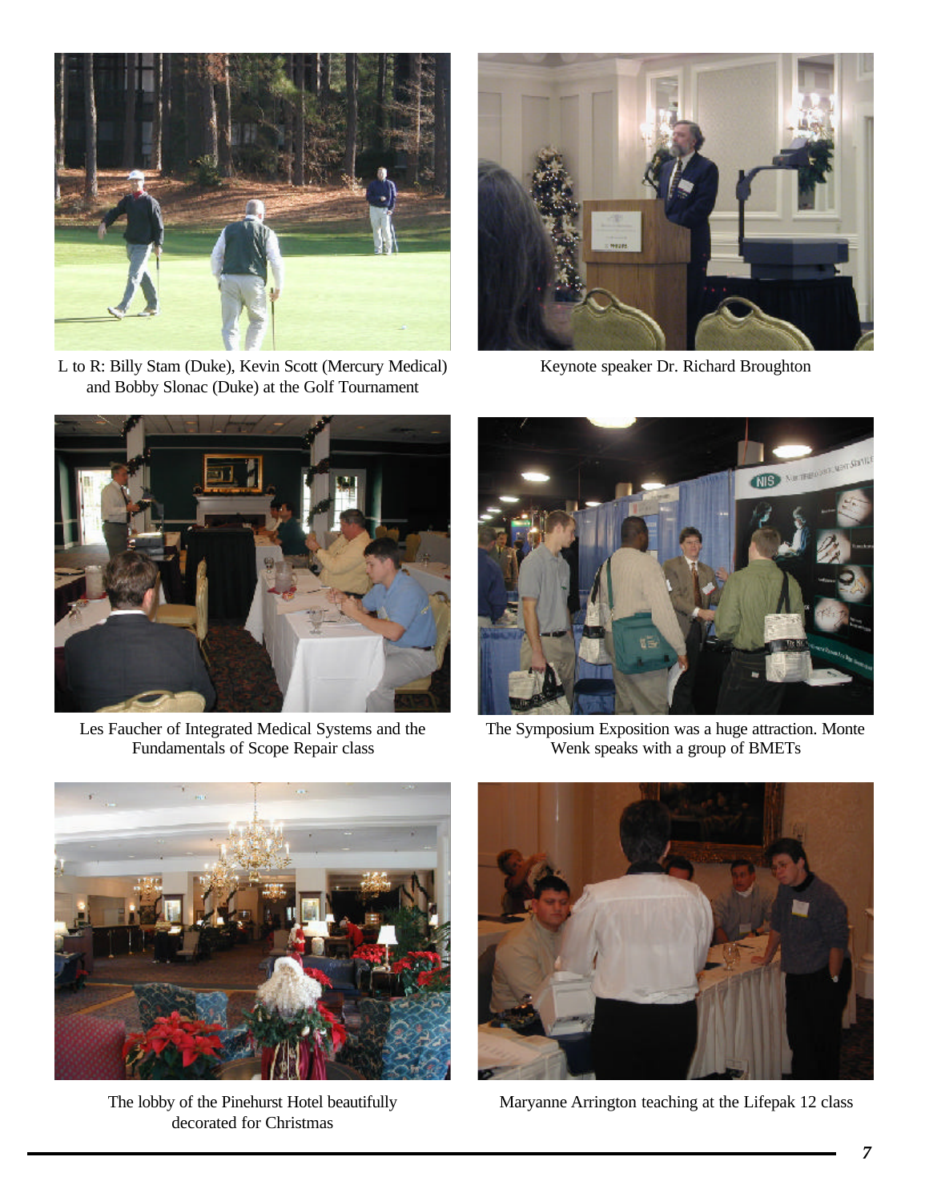L to R: Billy Stam (Duke), Kevin Scott (Mercury Medical) and Bobby Slonac (Duke) at the Golf Tournament

Keynote speaker Dr. Richard Broughton

Les Faucher of Integrated Medical Systems and the Fundamentals of Scope Repair class

The Symposium Exposition was a huge attraction. Monte Wenk speaks with a group of BMETs

The lobby of the Pinehurst Hotel beautifully decorated for Christmas

Maryanne Arrington teaching at the Lifepak 12 class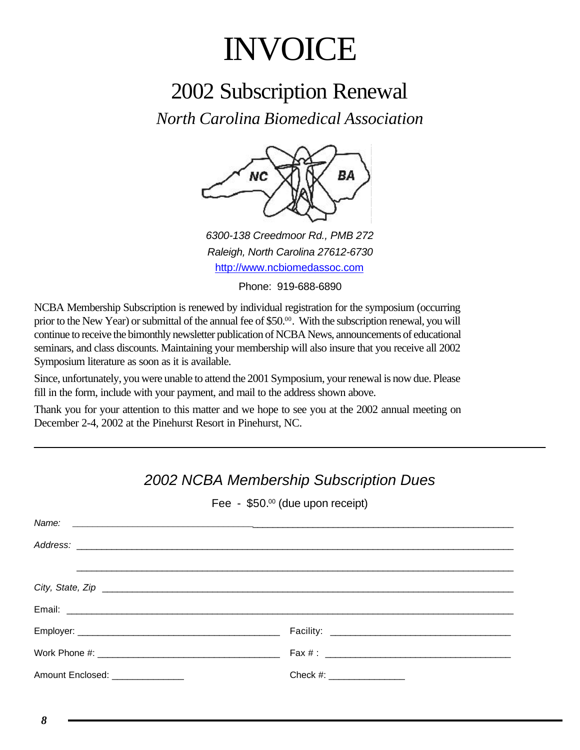# INVOICE

## 2002 Subscription Renewal

*North Carolina Biomedical Association*

*6300-138 Creedmoor Rd., PMB 272*
*Raleigh, North Carolina 27612-6730*
http://www.ncbiomedassoc.com

Phone: 919-688-6890

NCBA Membership Subscription is renewed by individual registration for the symposium (occurring prior to the New Year) or submittal of the annual fee of $50.00. With the subscription renewal, you will continue to receive the bimonthly newsletter publication of NCBA News, announcements of educational seminars, and class discounts. Maintaining your membership will also insure that you receive all 2002 Symposium literature as soon as it is available.

Since, unfortunately, you were unable to attend the 2001 Symposium, your renewal is now due. Please fill in the form, include with your payment, and mail to the address shown above.

Thank you for your attention to this matter and we hope to see you at the 2002 annual meeting on December 2-4, 2002 at the Pinehurst Resort in Pinehurst, NC.

---

### *2002 NCBA Membership Subscription Dues*

Fee - $50.00 (due upon receipt)

*Name:* ______________________________________________

*Address:* ______________________________________________

______________________________________________

*City, State, Zip* ______________________________________________

Email: ______________________________________________

Employer: ______________________ Facility: ______________________

Work Phone #: ______________________ Fax # : ______________________

Amount Enclosed: ______________ Check #: ______________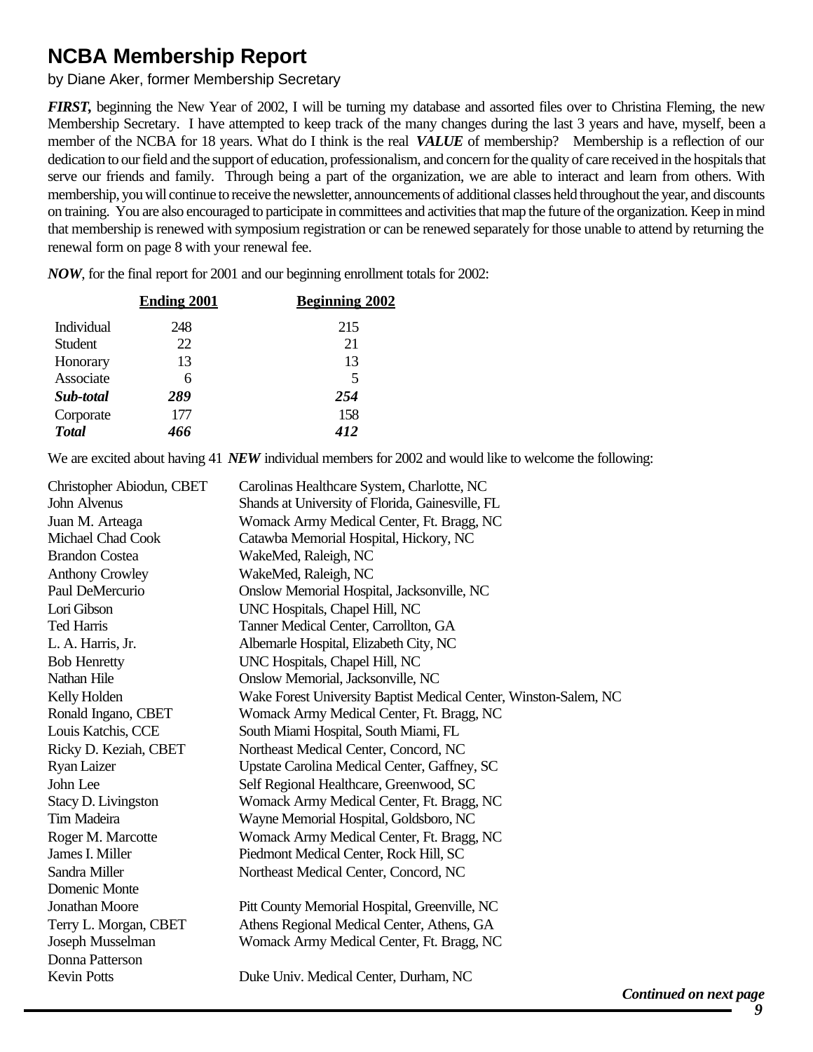# NCBA Membership Report

by Diane Aker, former Membership Secretary

***FIRST,*** beginning the New Year of 2002, I will be turning my database and assorted files over to Christina Fleming, the new Membership Secretary. I have attempted to keep track of the many changes during the last 3 years and have, myself, been a member of the NCBA for 18 years. What do I think is the real ***VALUE*** of membership? Membership is a reflection of our dedication to our field and the support of education, professionalism, and concern for the quality of care received in the hospitals that serve our friends and family. Through being a part of the organization, we are able to interact and learn from others. With membership, you will continue to receive the newsletter, announcements of additional classes held throughout the year, and discounts on training. You are also encouraged to participate in committees and activities that map the future of the organization. Keep in mind that membership is renewed with symposium registration or can be renewed separately for those unable to attend by returning the renewal form on page 8 with your renewal fee.

***NOW***, for the final report for 2001 and our beginning enrollment totals for 2002:

| | Ending 2001 | Beginning 2002 |
|---|---|---|
| Individual | 248 | 215 |
| Student | 22 | 21 |
| Honorary | 13 | 13 |
| Associate | 6 | 5 |
| ***Sub-total*** | ***289*** | ***254*** |
| Corporate | 177 | 158 |
| ***Total*** | ***466*** | ***412*** |

We are excited about having 41 ***NEW*** individual members for 2002 and would like to welcome the following:

| | |
|---|---|
| Christopher Abiodun, CBET | Carolinas Healthcare System, Charlotte, NC |
| John Alvenus | Shands at University of Florida, Gainesville, FL |
| Juan M. Arteaga | Womack Army Medical Center, Ft. Bragg, NC |
| Michael Chad Cook | Catawba Memorial Hospital, Hickory, NC |
| Brandon Costea | WakeMed, Raleigh, NC |
| Anthony Crowley | WakeMed, Raleigh, NC |
| Paul DeMercurio | Onslow Memorial Hospital, Jacksonville, NC |
| Lori Gibson | UNC Hospitals, Chapel Hill, NC |
| Ted Harris | Tanner Medical Center, Carrollton, GA |
| L. A. Harris, Jr. | Albemarle Hospital, Elizabeth City, NC |
| Bob Henretty | UNC Hospitals, Chapel Hill, NC |
| Nathan Hile | Onslow Memorial, Jacksonville, NC |
| Kelly Holden | Wake Forest University Baptist Medical Center, Winston-Salem, NC |
| Ronald Ingano, CBET | Womack Army Medical Center, Ft. Bragg, NC |
| Louis Katchis, CCE | South Miami Hospital, South Miami, FL |
| Ricky D. Keziah, CBET | Northeast Medical Center, Concord, NC |
| Ryan Laizer | Upstate Carolina Medical Center, Gaffney, SC |
| John Lee | Self Regional Healthcare, Greenwood, SC |
| Stacy D. Livingston | Womack Army Medical Center, Ft. Bragg, NC |
| Tim Madeira | Wayne Memorial Hospital, Goldsboro, NC |
| Roger M. Marcotte | Womack Army Medical Center, Ft. Bragg, NC |
| James I. Miller | Piedmont Medical Center, Rock Hill, SC |
| Sandra Miller | Northeast Medical Center, Concord, NC |
| Domenic Monte | |
| Jonathan Moore | Pitt County Memorial Hospital, Greenville, NC |
| Terry L. Morgan, CBET | Athens Regional Medical Center, Athens, GA |
| Joseph Musselman | Womack Army Medical Center, Ft. Bragg, NC |
| Donna Patterson | |
| Kevin Potts | Duke Univ. Medical Center, Durham, NC |

***Continued on next page***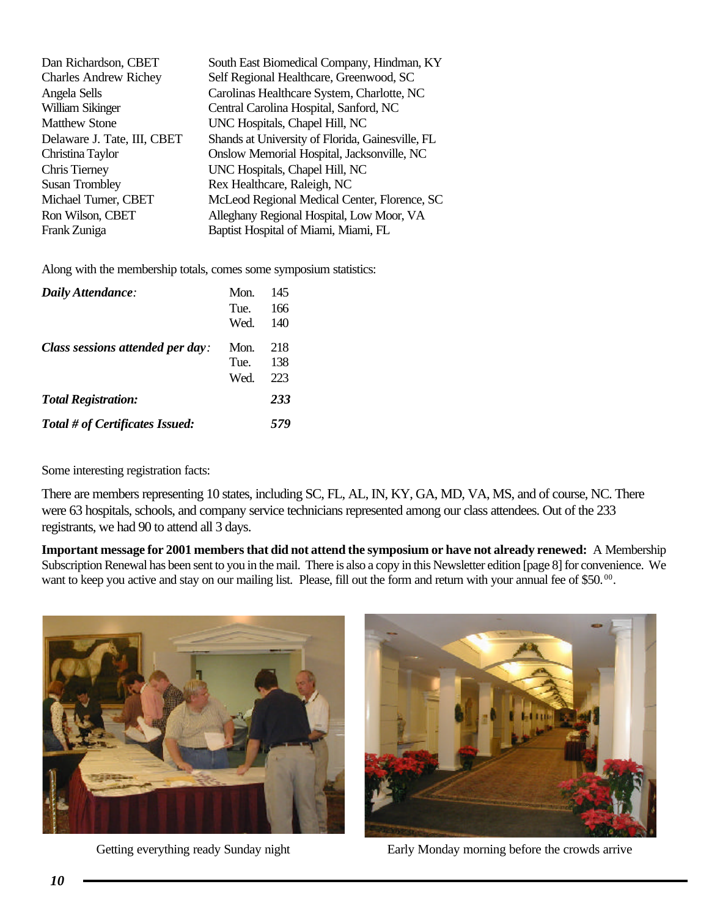| | |
|---|---|
| Dan Richardson, CBET | South East Biomedical Company, Hindman, KY |
| Charles Andrew Richey | Self Regional Healthcare, Greenwood, SC |
| Angela Sells | Carolinas Healthcare System, Charlotte, NC |
| William Sikinger | Central Carolina Hospital, Sanford, NC |
| Matthew Stone | UNC Hospitals, Chapel Hill, NC |
| Delaware J. Tate, III, CBET | Shands at University of Florida, Gainesville, FL |
| Christina Taylor | Onslow Memorial Hospital, Jacksonville, NC |
| Chris Tierney | UNC Hospitals, Chapel Hill, NC |
| Susan Trombley | Rex Healthcare, Raleigh, NC |
| Michael Turner, CBET | McLeod Regional Medical Center, Florence, SC |
| Ron Wilson, CBET | Alleghany Regional Hospital, Low Moor, VA |
| Frank Zuniga | Baptist Hospital of Miami, Miami, FL |

Along with the membership totals, comes some symposium statistics:

| | | |
|---|---|---|
| ***Daily Attendance:*** | Mon. | 145 |
| | Tue. | 166 |
| | Wed. | 140 |
| ***Class sessions attended per day:*** | Mon. | 218 |
| | Tue. | 138 |
| | Wed. | 223 |
| ***Total Registration:*** | | ***233*** |
| ***Total # of Certificates Issued:*** | | ***579*** |

Some interesting registration facts:

There are members representing 10 states, including SC, FL, AL, IN, KY, GA, MD, VA, MS, and of course, NC. There were 63 hospitals, schools, and company service technicians represented among our class attendees. Out of the 233 registrants, we had 90 to attend all 3 days.

**Important message for 2001 members that did not attend the symposium or have not already renewed:** A Membership Subscription Renewal has been sent to you in the mail. There is also a copy in this Newsletter edition [page 8] for convenience. We want to keep you active and stay on our mailing list. Please, fill out the form and return with your annual fee of $50.[00].

Getting everything ready Sunday night

Early Monday morning before the crowds arrive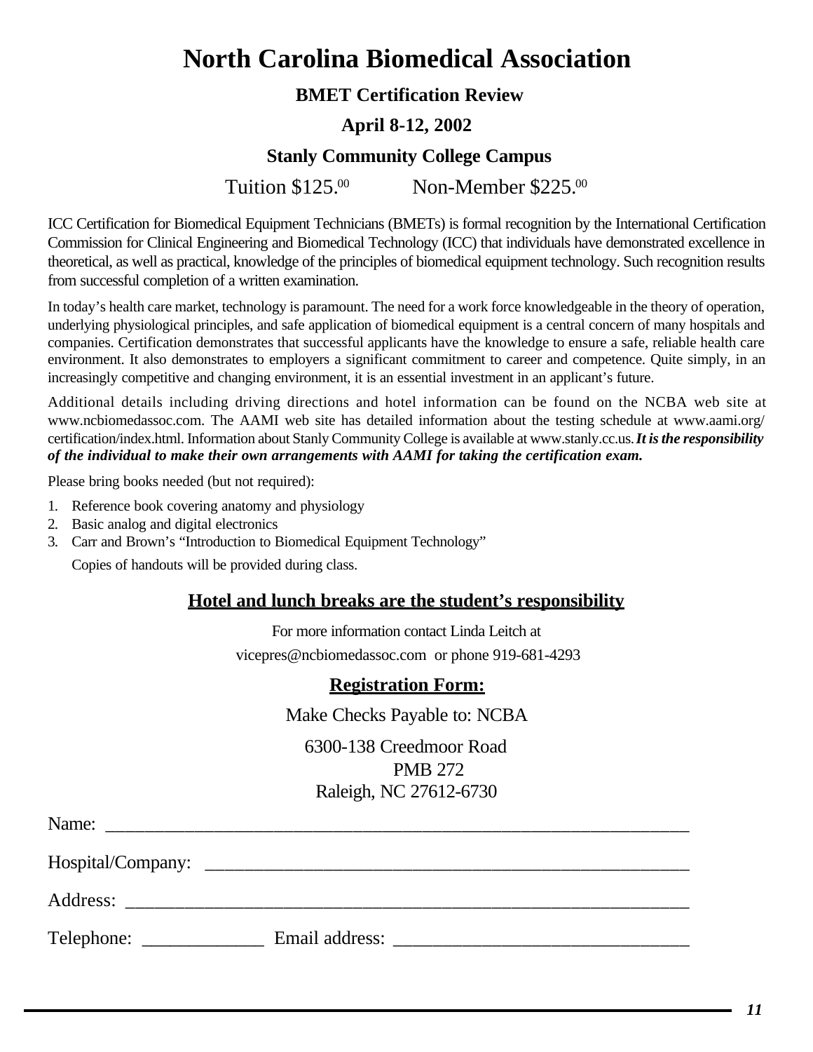# North Carolina Biomedical Association

### BMET Certification Review

### April 8-12, 2002

### Stanly Community College Campus

Tuition $125.00 Non-Member $225.00

ICC Certification for Biomedical Equipment Technicians (BMETs) is formal recognition by the International Certification Commission for Clinical Engineering and Biomedical Technology (ICC) that individuals have demonstrated excellence in theoretical, as well as practical, knowledge of the principles of biomedical equipment technology. Such recognition results from successful completion of a written examination.

In today's health care market, technology is paramount. The need for a work force knowledgeable in the theory of operation, underlying physiological principles, and safe application of biomedical equipment is a central concern of many hospitals and companies. Certification demonstrates that successful applicants have the knowledge to ensure a safe, reliable health care environment. It also demonstrates to employers a significant commitment to career and competence. Quite simply, in an increasingly competitive and changing environment, it is an essential investment in an applicant's future.

Additional details including driving directions and hotel information can be found on the NCBA web site at www.ncbiomedassoc.com. The AAMI web site has detailed information about the testing schedule at www.aami.org/certification/index.html. Information about Stanly Community College is available at www.stanly.cc.us. ***It is the responsibility of the individual to make their own arrangements with AAMI for taking the certification exam.***

Please bring books needed (but not required):

1. Reference book covering anatomy and physiology
2. Basic analog and digital electronics
3. Carr and Brown's "Introduction to Biomedical Equipment Technology"

   Copies of handouts will be provided during class.

**Hotel and lunch breaks are the student's responsibility**

For more information contact Linda Leitch at
vicepres@ncbiomedassoc.com or phone 919-681-4293

**Registration Form:**

Make Checks Payable to: NCBA

6300-138 Creedmoor Road
PMB 272
Raleigh, NC 27612-6730

Name: ____________________________________________________________

Hospital/Company: __________________________________________________

Address: __________________________________________________________

Telephone: _____________ Email address: _______________________________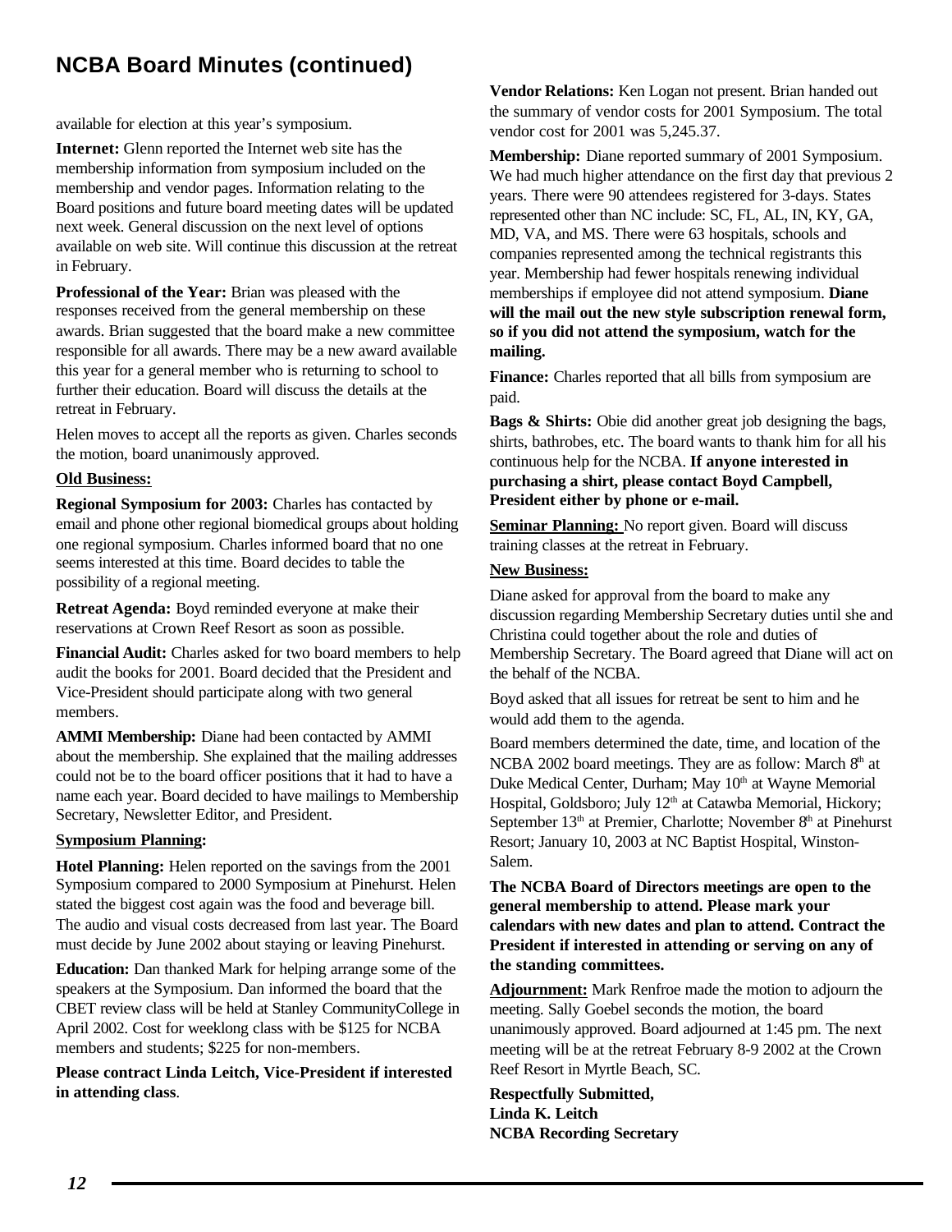## NCBA Board Minutes (continued)

available for election at this year's symposium.

**Internet:** Glenn reported the Internet web site has the membership information from symposium included on the membership and vendor pages. Information relating to the Board positions and future board meeting dates will be updated next week. General discussion on the next level of options available on web site. Will continue this discussion at the retreat in February.

**Professional of the Year:** Brian was pleased with the responses received from the general membership on these awards. Brian suggested that the board make a new committee responsible for all awards. There may be a new award available this year for a general member who is returning to school to further their education. Board will discuss the details at the retreat in February.

Helen moves to accept all the reports as given. Charles seconds the motion, board unanimously approved.

**Old Business:**

**Regional Symposium for 2003:** Charles has contacted by email and phone other regional biomedical groups about holding one regional symposium. Charles informed board that no one seems interested at this time. Board decides to table the possibility of a regional meeting.

**Retreat Agenda:** Boyd reminded everyone at make their reservations at Crown Reef Resort as soon as possible.

**Financial Audit:** Charles asked for two board members to help audit the books for 2001. Board decided that the President and Vice-President should participate along with two general members.

**AMMI Membership:** Diane had been contacted by AMMI about the membership. She explained that the mailing addresses could not be to the board officer positions that it had to have a name each year. Board decided to have mailings to Membership Secretary, Newsletter Editor, and President.

**Symposium Planning:**

**Hotel Planning:** Helen reported on the savings from the 2001 Symposium compared to 2000 Symposium at Pinehurst. Helen stated the biggest cost again was the food and beverage bill. The audio and visual costs decreased from last year. The Board must decide by June 2002 about staying or leaving Pinehurst.

**Education:** Dan thanked Mark for helping arrange some of the speakers at the Symposium. Dan informed the board that the CBET review class will be held at Stanley CommunityCollege in April 2002. Cost for weeklong class with be $125 for NCBA members and students; $225 for non-members.

**Please contract Linda Leitch, Vice-President if interested in attending class**.

**Vendor Relations:** Ken Logan not present. Brian handed out the summary of vendor costs for 2001 Symposium. The total vendor cost for 2001 was 5,245.37.

**Membership:** Diane reported summary of 2001 Symposium. We had much higher attendance on the first day that previous 2 years. There were 90 attendees registered for 3-days. States represented other than NC include: SC, FL, AL, IN, KY, GA, MD, VA, and MS. There were 63 hospitals, schools and companies represented among the technical registrants this year. Membership had fewer hospitals renewing individual memberships if employee did not attend symposium. **Diane will the mail out the new style subscription renewal form, so if you did not attend the symposium, watch for the mailing.**

**Finance:** Charles reported that all bills from symposium are paid.

**Bags & Shirts:** Obie did another great job designing the bags, shirts, bathrobes, etc. The board wants to thank him for all his continuous help for the NCBA. **If anyone interested in purchasing a shirt, please contact Boyd Campbell, President either by phone or e-mail.**

**Seminar Planning:** No report given. Board will discuss training classes at the retreat in February.

**New Business:**

Diane asked for approval from the board to make any discussion regarding Membership Secretary duties until she and Christina could together about the role and duties of Membership Secretary. The Board agreed that Diane will act on the behalf of the NCBA.

Boyd asked that all issues for retreat be sent to him and he would add them to the agenda.

Board members determined the date, time, and location of the NCBA 2002 board meetings. They are as follow: March 8th at Duke Medical Center, Durham; May 10th at Wayne Memorial Hospital, Goldsboro; July 12th at Catawba Memorial, Hickory; September 13th at Premier, Charlotte; November 8th at Pinehurst Resort; January 10, 2003 at NC Baptist Hospital, Winston-Salem.

**The NCBA Board of Directors meetings are open to the general membership to attend. Please mark your calendars with new dates and plan to attend. Contract the President if interested in attending or serving on any of the standing committees.**

**Adjournment:** Mark Renfroe made the motion to adjourn the meeting. Sally Goebel seconds the motion, the board unanimously approved. Board adjourned at 1:45 pm. The next meeting will be at the retreat February 8-9 2002 at the Crown Reef Resort in Myrtle Beach, SC.

**Respectfully Submitted,**
**Linda K. Leitch**
**NCBA Recording Secretary**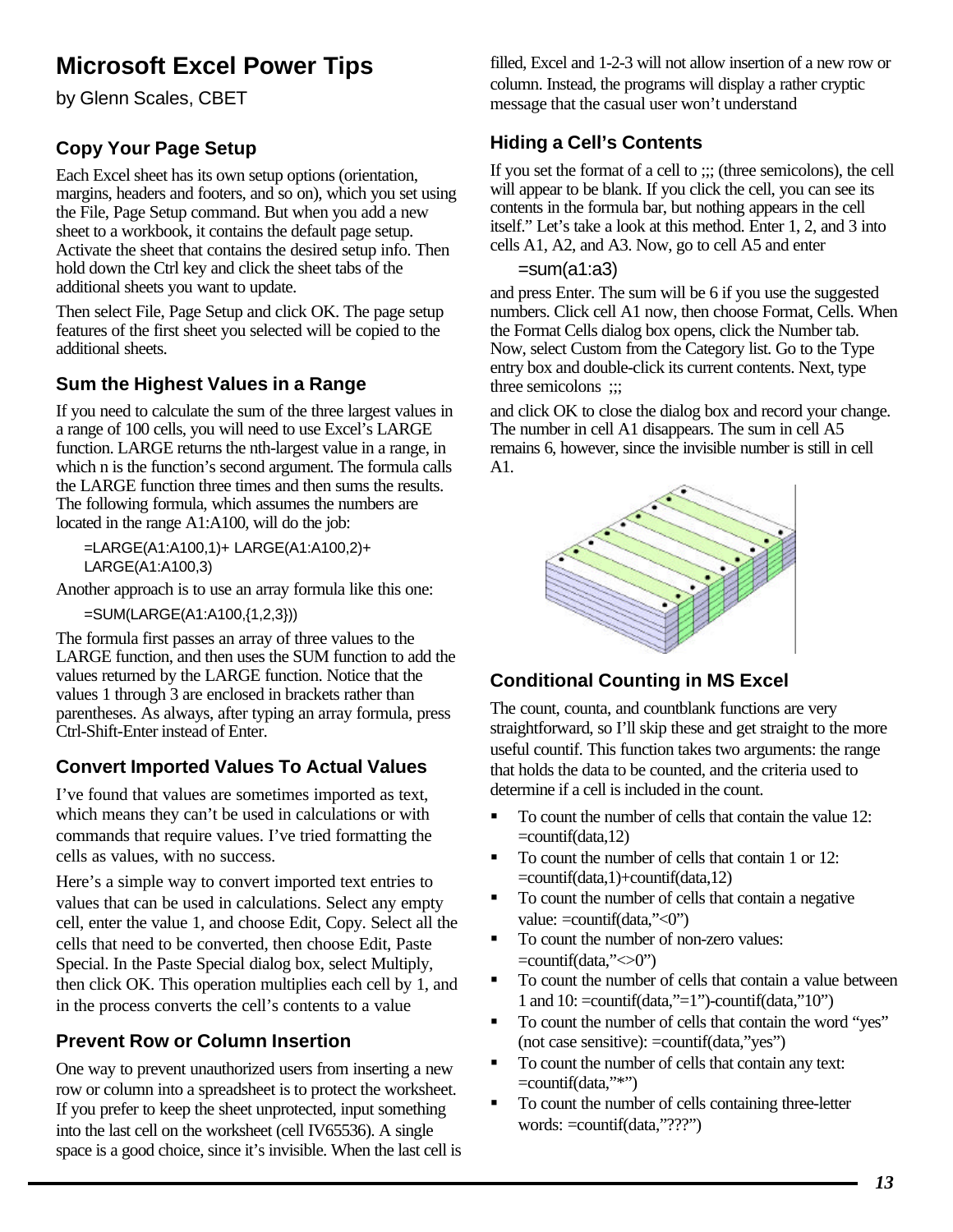# Microsoft Excel Power Tips

by Glenn Scales, CBET

## Copy Your Page Setup

Each Excel sheet has its own setup options (orientation, margins, headers and footers, and so on), which you set using the File, Page Setup command. But when you add a new sheet to a workbook, it contains the default page setup. Activate the sheet that contains the desired setup info. Then hold down the Ctrl key and click the sheet tabs of the additional sheets you want to update.

Then select File, Page Setup and click OK. The page setup features of the first sheet you selected will be copied to the additional sheets.

## Sum the Highest Values in a Range

If you need to calculate the sum of the three largest values in a range of 100 cells, you will need to use Excel's LARGE function. LARGE returns the nth-largest value in a range, in which n is the function's second argument. The formula calls the LARGE function three times and then sums the results. The following formula, which assumes the numbers are located in the range A1:A100, will do the job:

```
=LARGE(A1:A100,1)+ LARGE(A1:A100,2)+
LARGE(A1:A100,3)
```

Another approach is to use an array formula like this one:

```
=SUM(LARGE(A1:A100,{1,2,3}))
```

The formula first passes an array of three values to the LARGE function, and then uses the SUM function to add the values returned by the LARGE function. Notice that the values 1 through 3 are enclosed in brackets rather than parentheses. As always, after typing an array formula, press Ctrl-Shift-Enter instead of Enter.

## Convert Imported Values To Actual Values

I've found that values are sometimes imported as text, which means they can't be used in calculations or with commands that require values. I've tried formatting the cells as values, with no success.

Here's a simple way to convert imported text entries to values that can be used in calculations. Select any empty cell, enter the value 1, and choose Edit, Copy. Select all the cells that need to be converted, then choose Edit, Paste Special. In the Paste Special dialog box, select Multiply, then click OK. This operation multiplies each cell by 1, and in the process converts the cell's contents to a value

## Prevent Row or Column Insertion

One way to prevent unauthorized users from inserting a new row or column into a spreadsheet is to protect the worksheet. If you prefer to keep the sheet unprotected, input something into the last cell on the worksheet (cell IV65536). A single space is a good choice, since it's invisible. When the last cell is filled, Excel and 1-2-3 will not allow insertion of a new row or column. Instead, the programs will display a rather cryptic message that the casual user won't understand

## Hiding a Cell's Contents

If you set the format of a cell to ;;; (three semicolons), the cell will appear to be blank. If you click the cell, you can see its contents in the formula bar, but nothing appears in the cell itself." Let's take a look at this method. Enter 1, 2, and 3 into cells A1, A2, and A3. Now, go to cell A5 and enter

```
=sum(a1:a3)
```

and press Enter. The sum will be 6 if you use the suggested numbers. Click cell A1 now, then choose Format, Cells. When the Format Cells dialog box opens, click the Number tab. Now, select Custom from the Category list. Go to the Type entry box and double-click its current contents. Next, type three semicolons ;;;

and click OK to close the dialog box and record your change. The number in cell A1 disappears. The sum in cell A5 remains 6, however, since the invisible number is still in cell A1.

## Conditional Counting in MS Excel

The count, counta, and countblank functions are very straightforward, so I'll skip these and get straight to the more useful countif. This function takes two arguments: the range that holds the data to be counted, and the criteria used to determine if a cell is included in the count.

- To count the number of cells that contain the value 12: =countif(data,12)
- To count the number of cells that contain 1 or 12: =countif(data,1)+countif(data,12)
- To count the number of cells that contain a negative value: =countif(data,"<0")
- To count the number of non-zero values: =countif(data,"<>0")
- To count the number of cells that contain a value between 1 and 10: =countif(data,"=1")-countif(data,"10")
- To count the number of cells that contain the word "yes" (not case sensitive): =countif(data,"yes")
- To count the number of cells that contain any text: =countif(data,"*")
- To count the number of cells containing three-letter words: =countif(data,"???")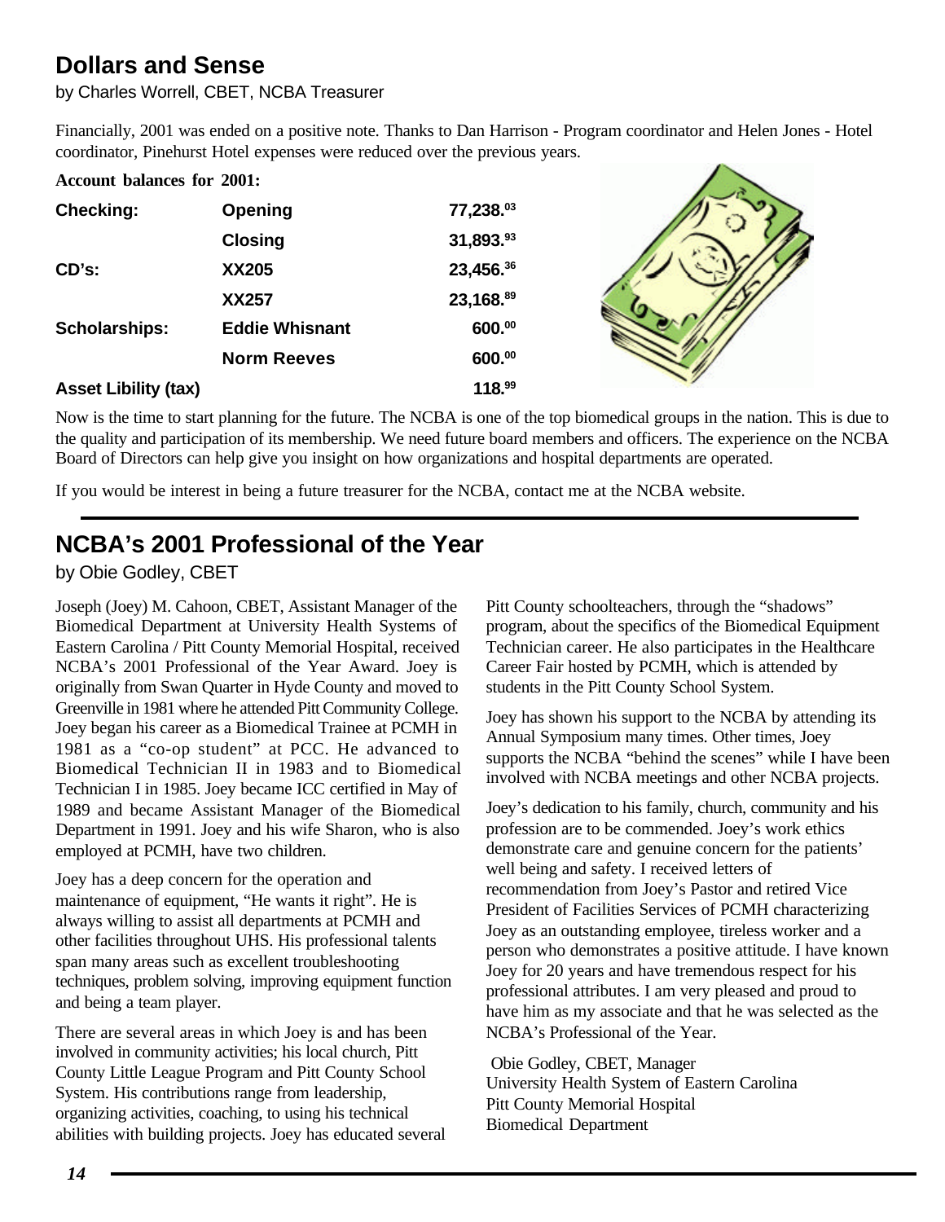## Dollars and Sense

by Charles Worrell, CBET, NCBA Treasurer

Financially, 2001 was ended on a positive note. Thanks to Dan Harrison - Program coordinator and Helen Jones - Hotel coordinator, Pinehurst Hotel expenses were reduced over the previous years.

**Account balances for 2001:**

| | | |
|---|---|---|
| **Checking:** | **Opening** | **77,238.03** |
| | **Closing** | **31,893.93** |
| **CD's:** | **XX205** | **23,456.36** |
| | **XX257** | **23,168.89** |
| **Scholarships:** | **Eddie Whisnant** | **600.00** |
| | **Norm Reeves** | **600.00** |
| **Asset Libility (tax)** | | **118.99** |

Now is the time to start planning for the future. The NCBA is one of the top biomedical groups in the nation. This is due to the quality and participation of its membership. We need future board members and officers. The experience on the NCBA Board of Directors can help give you insight on how organizations and hospital departments are operated.

If you would be interest in being a future treasurer for the NCBA, contact me at the NCBA website.

## NCBA's 2001 Professional of the Year

by Obie Godley, CBET

Joseph (Joey) M. Cahoon, CBET, Assistant Manager of the Biomedical Department at University Health Systems of Eastern Carolina / Pitt County Memorial Hospital, received NCBA's 2001 Professional of the Year Award. Joey is originally from Swan Quarter in Hyde County and moved to Greenville in 1981 where he attended Pitt Community College. Joey began his career as a Biomedical Trainee at PCMH in 1981 as a "co-op student" at PCC. He advanced to Biomedical Technician II in 1983 and to Biomedical Technician I in 1985. Joey became ICC certified in May of 1989 and became Assistant Manager of the Biomedical Department in 1991. Joey and his wife Sharon, who is also employed at PCMH, have two children.

Joey has a deep concern for the operation and maintenance of equipment, "He wants it right". He is always willing to assist all departments at PCMH and other facilities throughout UHS. His professional talents span many areas such as excellent troubleshooting techniques, problem solving, improving equipment function and being a team player.

There are several areas in which Joey is and has been involved in community activities; his local church, Pitt County Little League Program and Pitt County School System. His contributions range from leadership, organizing activities, coaching, to using his technical abilities with building projects. Joey has educated several Pitt County schoolteachers, through the "shadows" program, about the specifics of the Biomedical Equipment Technician career. He also participates in the Healthcare Career Fair hosted by PCMH, which is attended by students in the Pitt County School System.

Joey has shown his support to the NCBA by attending its Annual Symposium many times. Other times, Joey supports the NCBA "behind the scenes" while I have been involved with NCBA meetings and other NCBA projects.

Joey's dedication to his family, church, community and his profession are to be commended. Joey's work ethics demonstrate care and genuine concern for the patients' well being and safety. I received letters of recommendation from Joey's Pastor and retired Vice President of Facilities Services of PCMH characterizing Joey as an outstanding employee, tireless worker and a person who demonstrates a positive attitude. I have known Joey for 20 years and have tremendous respect for his professional attributes. I am very pleased and proud to have him as my associate and that he was selected as the NCBA's Professional of the Year.

Obie Godley, CBET, Manager  
University Health System of Eastern Carolina  
Pitt County Memorial Hospital  
Biomedical Department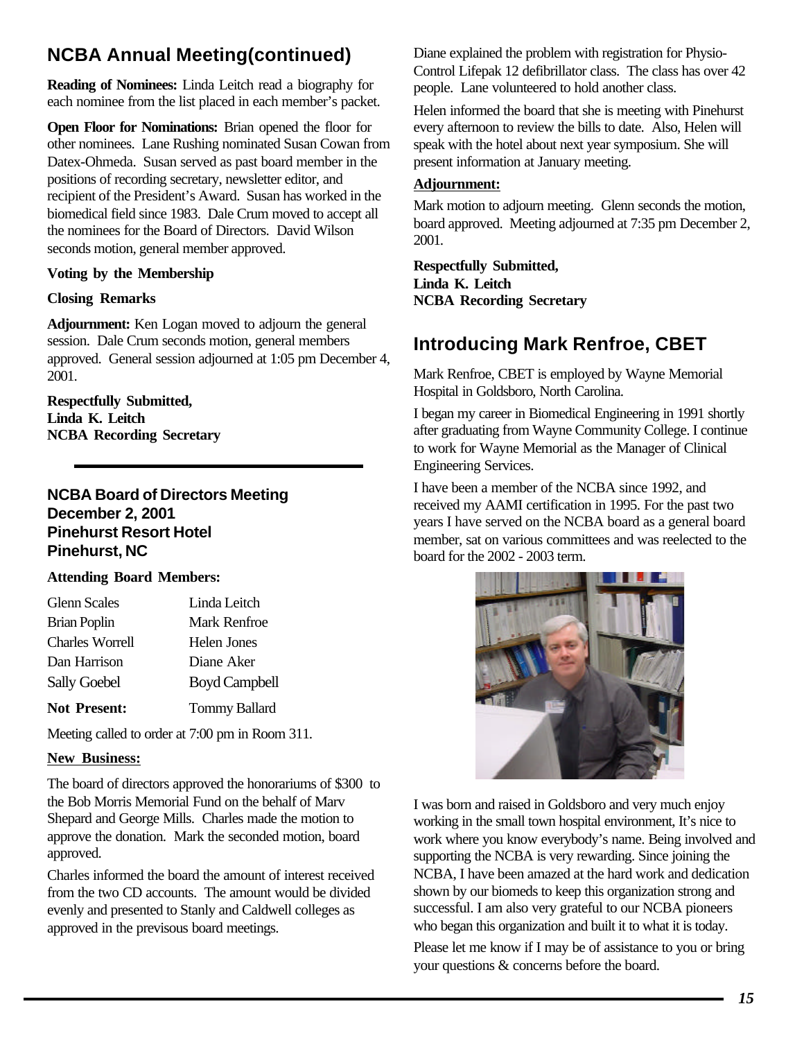## NCBA Annual Meeting(continued)

**Reading of Nominees:** Linda Leitch read a biography for each nominee from the list placed in each member's packet.

**Open Floor for Nominations:** Brian opened the floor for other nominees. Lane Rushing nominated Susan Cowan from Datex-Ohmeda. Susan served as past board member in the positions of recording secretary, newsletter editor, and recipient of the President's Award. Susan has worked in the biomedical field since 1983. Dale Crum moved to accept all the nominees for the Board of Directors. David Wilson seconds motion, general member approved.

**Voting by the Membership**

**Closing Remarks**

**Adjournment:** Ken Logan moved to adjourn the general session. Dale Crum seconds motion, general members approved. General session adjourned at 1:05 pm December 4, 2001.

**Respectfully Submitted,**
**Linda K. Leitch**
**NCBA Recording Secretary**

### NCBA Board of Directors Meeting
### December 2, 2001
### Pinehurst Resort Hotel
### Pinehurst, NC

**Attending Board Members:**

| | |
|---|---|
| Glenn Scales | Linda Leitch |
| Brian Poplin | Mark Renfroe |
| Charles Worrell | Helen Jones |
| Dan Harrison | Diane Aker |
| Sally Goebel | Boyd Campbell |
| **Not Present:** | Tommy Ballard |

Meeting called to order at 7:00 pm in Room 311.

**New Business:**

The board of directors approved the honorariums of $300 to the Bob Morris Memorial Fund on the behalf of Marv Shepard and George Mills. Charles made the motion to approve the donation. Mark the seconded motion, board approved.

Charles informed the board the amount of interest received from the two CD accounts. The amount would be divided evenly and presented to Stanly and Caldwell colleges as approved in the previsous board meetings.

Diane explained the problem with registration for Physio-Control Lifepak 12 defibrillator class. The class has over 42 people. Lane volunteered to hold another class.

Helen informed the board that she is meeting with Pinehurst every afternoon to review the bills to date. Also, Helen will speak with the hotel about next year symposium. She will present information at January meeting.

**Adjournment:**

Mark motion to adjourn meeting. Glenn seconds the motion, board approved. Meeting adjourned at 7:35 pm December 2, 2001.

**Respectfully Submitted,**
**Linda K. Leitch**
**NCBA Recording Secretary**

## Introducing Mark Renfroe, CBET

Mark Renfroe, CBET is employed by Wayne Memorial Hospital in Goldsboro, North Carolina.

I began my career in Biomedical Engineering in 1991 shortly after graduating from Wayne Community College. I continue to work for Wayne Memorial as the Manager of Clinical Engineering Services.

I have been a member of the NCBA since 1992, and received my AAMI certification in 1995. For the past two years I have served on the NCBA board as a general board member, sat on various committees and was reelected to the board for the 2002 - 2003 term.

I was born and raised in Goldsboro and very much enjoy working in the small town hospital environment, It's nice to work where you know everybody's name. Being involved and supporting the NCBA is very rewarding. Since joining the NCBA, I have been amazed at the hard work and dedication shown by our biomeds to keep this organization strong and successful. I am also very grateful to our NCBA pioneers who began this organization and built it to what it is today.

Please let me know if I may be of assistance to you or bring your questions & concerns before the board.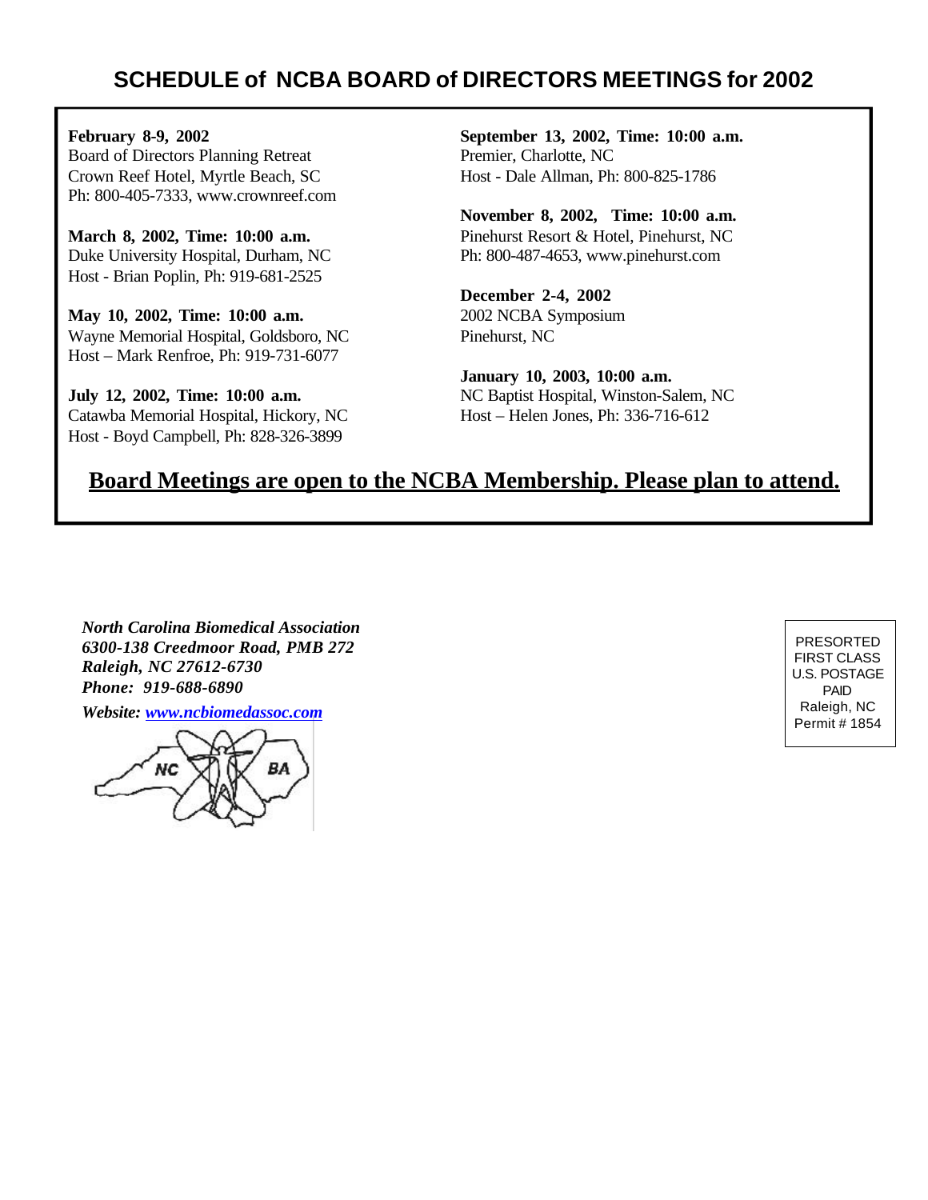## SCHEDULE of NCBA BOARD of DIRECTORS MEETINGS for 2002

**February 8-9, 2002**
Board of Directors Planning Retreat
Crown Reef Hotel, Myrtle Beach, SC
Ph: 800-405-7333, www.crownreef.com

**March 8, 2002, Time: 10:00 a.m.**
Duke University Hospital, Durham, NC
Host - Brian Poplin, Ph: 919-681-2525

**May 10, 2002, Time: 10:00 a.m.**
Wayne Memorial Hospital, Goldsboro, NC
Host – Mark Renfroe, Ph: 919-731-6077

**July 12, 2002, Time: 10:00 a.m.**
Catawba Memorial Hospital, Hickory, NC
Host - Boyd Campbell, Ph: 828-326-3899

**September 13, 2002, Time: 10:00 a.m.**
Premier, Charlotte, NC
Host - Dale Allman, Ph: 800-825-1786

**November 8, 2002, Time: 10:00 a.m.**
Pinehurst Resort & Hotel, Pinehurst, NC
Ph: 800-487-4653, www.pinehurst.com

**December 2-4, 2002**
2002 NCBA Symposium
Pinehurst, NC

**January 10, 2003, 10:00 a.m.**
NC Baptist Hospital, Winston-Salem, NC
Host – Helen Jones, Ph: 336-716-612

**Board Meetings are open to the NCBA Membership. Please plan to attend.**

***North Carolina Biomedical Association***
***6300-138 Creedmoor Road, PMB 272***
***Raleigh, NC 27612-6730***
***Phone: 919-688-6890***
***Website: www.ncbiomedassoc.com***

NC BA

PRESORTED
FIRST CLASS
U.S. POSTAGE
PAID
Raleigh, NC
Permit # 1854